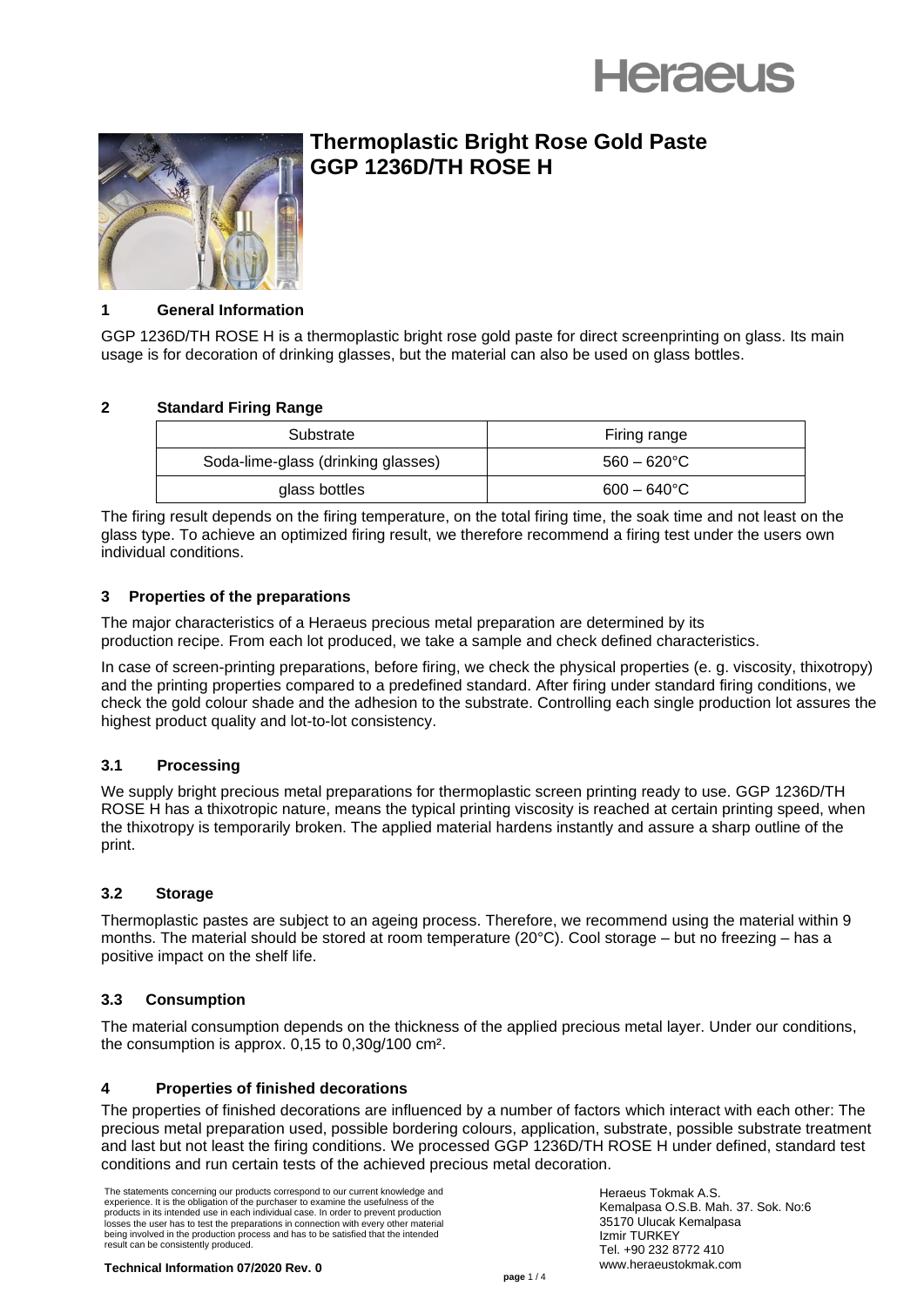# Thermoplastic Bright Rose Gold Paste GGP 1236D/TH ROSE H

## 1 General Information

GGP 1236D/TH ROSE H is a thermoplastic bright rose gold paste for direct screenprinting on glass. Its main usage is for decoration of drinking glasses, but the material can also be used on glass bottles.

## 2 Standard Firing Range

| Substrate | Firing range |
|---|---|
| Soda-lime-glass (drinking glasses) | 560 – 620°C |
| glass bottles | 600 – 640°C |

The firing result depends on the firing temperature, on the total firing time, the soak time and not least on the glass type. To achieve an optimized firing result, we therefore recommend a firing test under the users own individual conditions.

## 3 Properties of the preparations

The major characteristics of a Heraeus precious metal preparation are determined by its production recipe. From each lot produced, we take a sample and check defined characteristics.

In case of screen-printing preparations, before firing, we check the physical properties (e. g. viscosity, thixotropy) and the printing properties compared to a predefined standard. After firing under standard firing conditions, we check the gold colour shade and the adhesion to the substrate. Controlling each single production lot assures the highest product quality and lot-to-lot consistency.

### 3.1 Processing

We supply bright precious metal preparations for thermoplastic screen printing ready to use. GGP 1236D/TH ROSE H has a thixotropic nature, means the typical printing viscosity is reached at certain printing speed, when the thixotropy is temporarily broken. The applied material hardens instantly and assure a sharp outline of the print.

### 3.2 Storage

Thermoplastic pastes are subject to an ageing process. Therefore, we recommend using the material within 9 months. The material should be stored at room temperature (20°C). Cool storage – but no freezing – has a positive impact on the shelf life.

### 3.3 Consumption

The material consumption depends on the thickness of the applied precious metal layer. Under our conditions, the consumption is approx. 0,15 to 0,30g/100 cm².

## 4 Properties of finished decorations

The properties of finished decorations are influenced by a number of factors which interact with each other: The precious metal preparation used, possible bordering colours, application, substrate, possible substrate treatment and last but not least the firing conditions. We processed GGP 1236D/TH ROSE H under defined, standard test conditions and run certain tests of the achieved precious metal decoration.

The statements concerning our products correspond to our current knowledge and experience. It is the obligation of the purchaser to examine the usefulness of the products in its intended use in each individual case. In order to prevent production losses the user has to test the preparations in connection with every other material being involved in the production process and has to be satisfied that the intended result can be consistently produced.

Heraeus Tokmak A.S.
Kemalpasa O.S.B. Mah. 37. Sok. No:6
35170 Ulucak Kemalpasa
Izmir TURKEY
Tel. +90 232 8772 410
www.heraeustokmak.com

**Technical Information 07/2020 Rev. 0**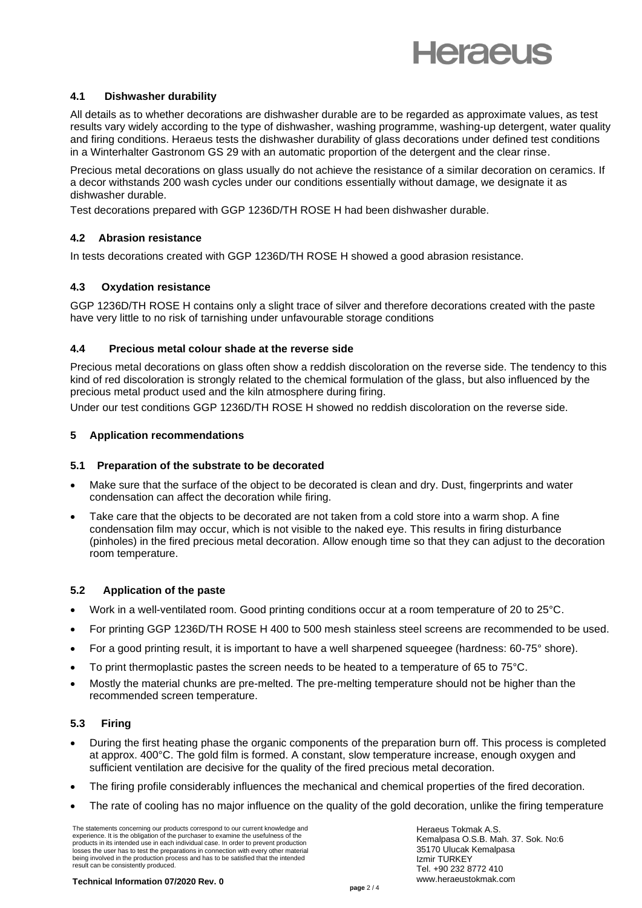### 4.1 Dishwasher durability

All details as to whether decorations are dishwasher durable are to be regarded as approximate values, as test results vary widely according to the type of dishwasher, washing programme, washing-up detergent, water quality and firing conditions. Heraeus tests the dishwasher durability of glass decorations under defined test conditions in a Winterhalter Gastronom GS 29 with an automatic proportion of the detergent and the clear rinse.

Precious metal decorations on glass usually do not achieve the resistance of a similar decoration on ceramics. If a decor withstands 200 wash cycles under our conditions essentially without damage, we designate it as dishwasher durable.

Test decorations prepared with GGP 1236D/TH ROSE H had been dishwasher durable.

### 4.2 Abrasion resistance

In tests decorations created with GGP 1236D/TH ROSE H showed a good abrasion resistance.

### 4.3 Oxydation resistance

GGP 1236D/TH ROSE H contains only a slight trace of silver and therefore decorations created with the paste have very little to no risk of tarnishing under unfavourable storage conditions

### 4.4 Precious metal colour shade at the reverse side

Precious metal decorations on glass often show a reddish discoloration on the reverse side. The tendency to this kind of red discoloration is strongly related to the chemical formulation of the glass, but also influenced by the precious metal product used and the kiln atmosphere during firing.

Under our test conditions GGP 1236D/TH ROSE H showed no reddish discoloration on the reverse side.

## 5 Application recommendations

### 5.1 Preparation of the substrate to be decorated

- Make sure that the surface of the object to be decorated is clean and dry. Dust, fingerprints and water condensation can affect the decoration while firing.
- Take care that the objects to be decorated are not taken from a cold store into a warm shop. A fine condensation film may occur, which is not visible to the naked eye. This results in firing disturbance (pinholes) in the fired precious metal decoration. Allow enough time so that they can adjust to the decoration room temperature.

### 5.2 Application of the paste

- Work in a well-ventilated room. Good printing conditions occur at a room temperature of 20 to 25°C.
- For printing GGP 1236D/TH ROSE H 400 to 500 mesh stainless steel screens are recommended to be used.
- For a good printing result, it is important to have a well sharpened squeegee (hardness: 60-75° shore).
- To print thermoplastic pastes the screen needs to be heated to a temperature of 65 to 75°C.
- Mostly the material chunks are pre-melted. The pre-melting temperature should not be higher than the recommended screen temperature.

### 5.3 Firing

- During the first heating phase the organic components of the preparation burn off. This process is completed at approx. 400°C. The gold film is formed. A constant, slow temperature increase, enough oxygen and sufficient ventilation are decisive for the quality of the fired precious metal decoration.
- The firing profile considerably influences the mechanical and chemical properties of the fired decoration.
- The rate of cooling has no major influence on the quality of the gold decoration, unlike the firing temperature

The statements concerning our products correspond to our current knowledge and experience. It is the obligation of the purchaser to examine the usefulness of the products in its intended use in each individual case. In order to prevent production losses the user has to test the preparations in connection with every other material being involved in the production process and has to be satisfied that the intended result can be consistently produced.

Heraeus Tokmak A.S.
Kemalpasa O.S.B. Mah. 37. Sok. No:6
35170 Ulucak Kemalpasa
Izmir TURKEY
Tel. +90 232 8772 410
www.heraeustokmak.com

**Technical Information 07/2020 Rev. 0**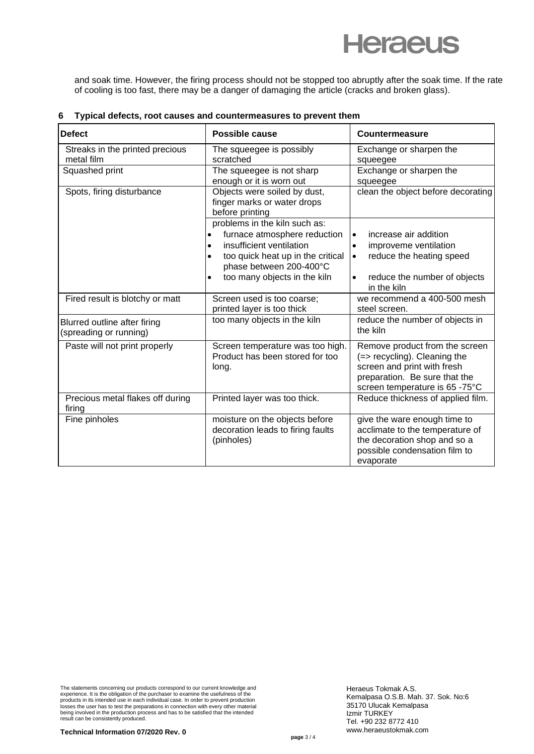and soak time. However, the firing process should not be stopped too abruptly after the soak time. If the rate of cooling is too fast, there may be a danger of damaging the article (cracks and broken glass).

## 6 Typical defects, root causes and countermeasures to prevent them

| Defect | Possible cause | Countermeasure |
|---|---|---|
| Streaks in the printed precious metal film | The squeegee is possibly scratched | Exchange or sharpen the squeegee |
| Squashed print | The squeegee is not sharp enough or it is worn out | Exchange or sharpen the squeegee |
| Spots, firing disturbance | Objects were soiled by dust, finger marks or water drops before printing | clean the object before decorating |
| | problems in the kiln such as:<br>• furnace atmosphere reduction<br>• insufficient ventilation<br>• too quick heat up in the critical phase between 200-400°C<br>• too many objects in the kiln | • increase air addition<br>• improveme ventilation<br>• reduce the heating speed<br>• reduce the number of objects in the kiln |
| Fired result is blotchy or matt | Screen used is too coarse; printed layer is too thick | we recommend a 400-500 mesh steel screen. |
| Blurred outline after firing (spreading or running) | too many objects in the kiln | reduce the number of objects in the kiln |
| Paste will not print properly | Screen temperature was too high. Product has been stored for too long. | Remove product from the screen (=> recycling). Cleaning the screen and print with fresh preparation. Be sure that the screen temperature is 65 -75°C |
| Precious metal flakes off during firing | Printed layer was too thick. | Reduce thickness of applied film. |
| Fine pinholes | moisture on the objects before decoration leads to firing faults (pinholes) | give the ware enough time to acclimate to the temperature of the decoration shop and so a possible condensation film to evaporate |

The statements concerning our products correspond to our current knowledge and experience. It is the obligation of the purchaser to examine the usefulness of the products in its intended use in each individual case. In order to prevent production losses the user has to test the preparations in connection with every other material being involved in the production process and has to be satisfied that the intended result can be consistently produced.

**Technical Information 07/2020 Rev. 0**

Heraeus Tokmak A.S.
Kemalpasa O.S.B. Mah. 37. Sok. No:6
35170 Ulucak Kemalpasa
Izmir TURKEY
Tel. +90 232 8772 410
www.heraeustokmak.com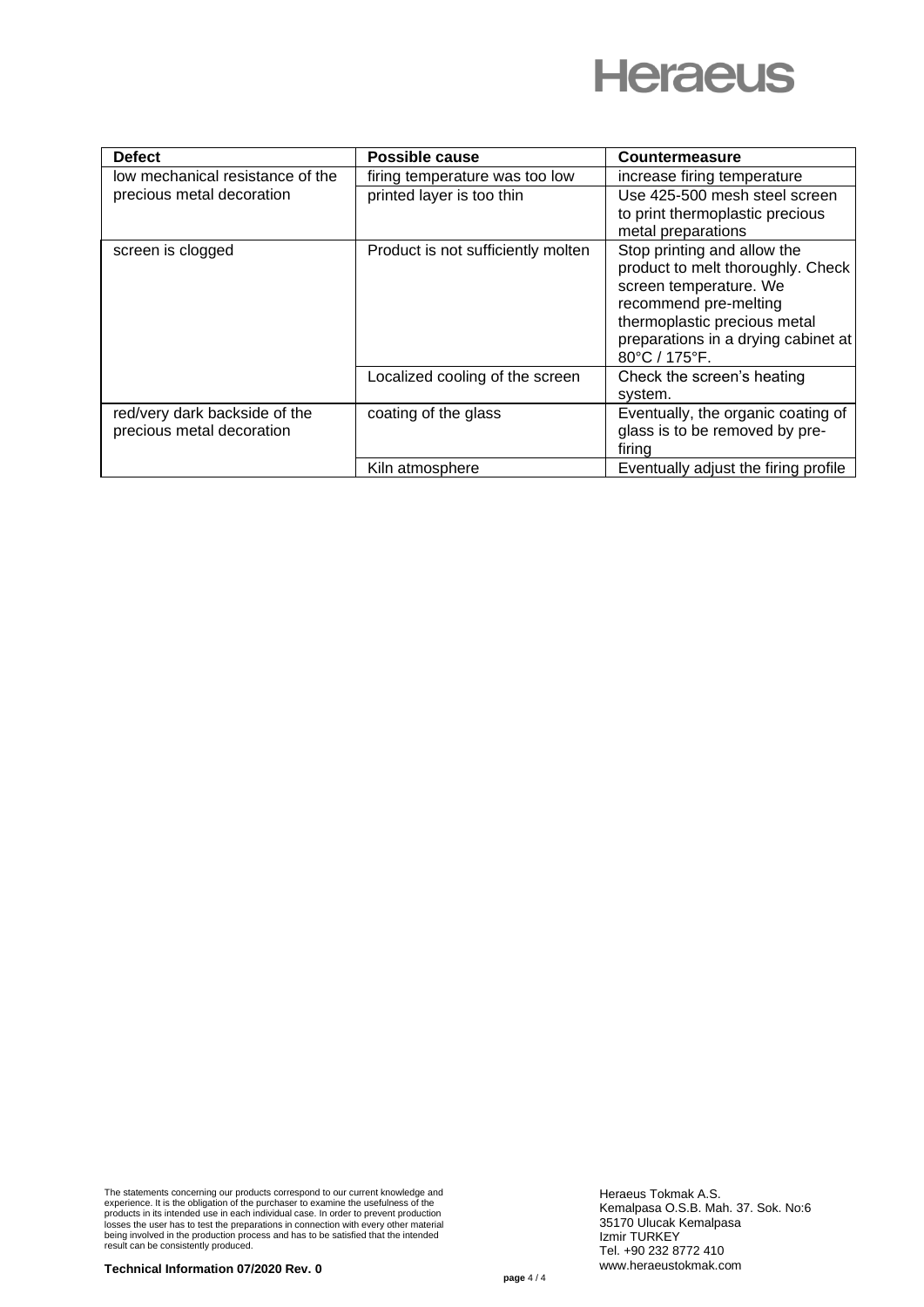| Defect | Possible cause | Countermeasure |
|---|---|---|
| low mechanical resistance of the precious metal decoration | firing temperature was too low | increase firing temperature |
| | printed layer is too thin | Use 425-500 mesh steel screen to print thermoplastic precious metal preparations |
| screen is clogged | Product is not sufficiently molten | Stop printing and allow the product to melt thoroughly. Check screen temperature. We recommend pre-melting thermoplastic precious metal preparations in a drying cabinet at 80°C / 175°F. |
| | Localized cooling of the screen | Check the screen's heating system. |
| red/very dark backside of the precious metal decoration | coating of the glass | Eventually, the organic coating of glass is to be removed by pre-firing |
| | Kiln atmosphere | Eventually adjust the firing profile |

The statements concerning our products correspond to our current knowledge and experience. It is the obligation of the purchaser to examine the usefulness of the products in its intended use in each individual case. In order to prevent production losses the user has to test the preparations in connection with every other material being involved in the production process and has to be satisfied that the intended result can be consistently produced.

**Technical Information 07/2020 Rev. 0**

Heraeus Tokmak A.S.
Kemalpasa O.S.B. Mah. 37. Sok. No:6
35170 Ulucak Kemalpasa
Izmir TURKEY
Tel. +90 232 8772 410
www.heraeustokmak.com